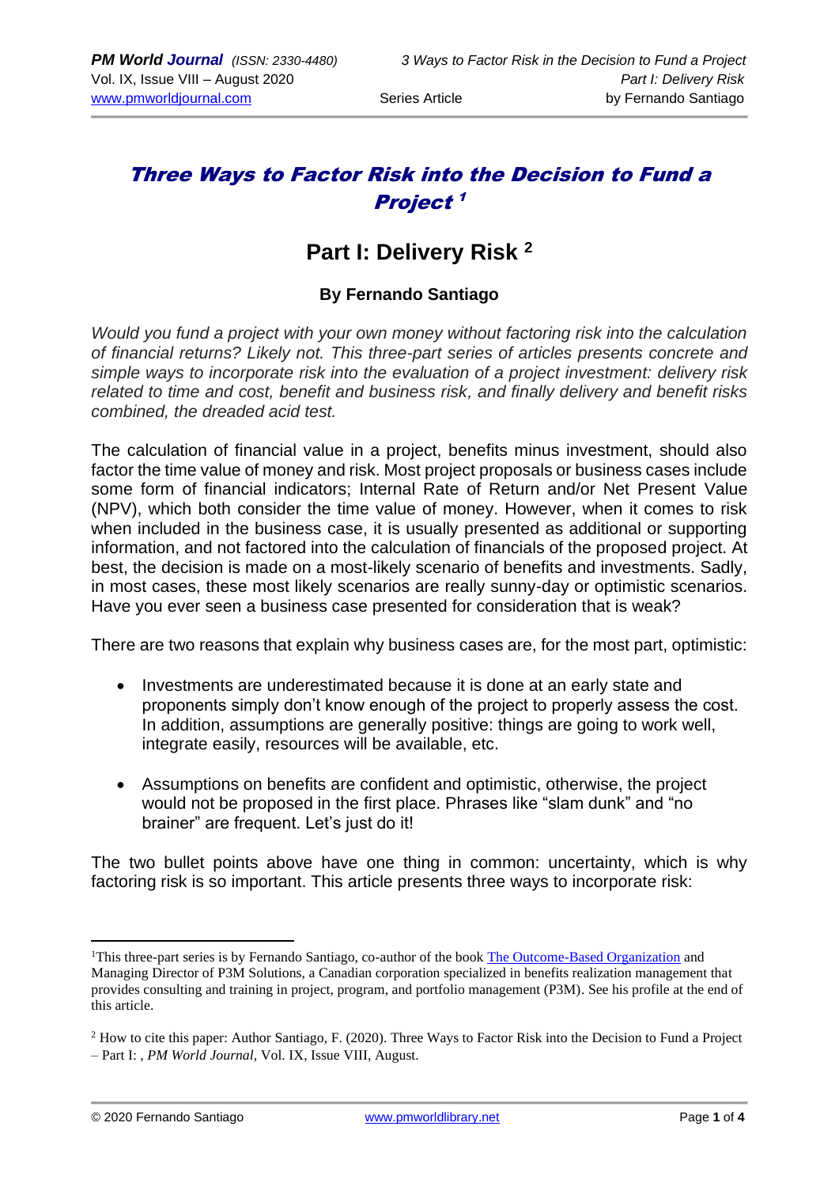# *Three Ways to Factor Risk into the Decision to Fund a Project* [1]

## Part I: Delivery Risk [2]

### By Fernando Santiago

*Would you fund a project with your own money without factoring risk into the calculation of financial returns? Likely not. This three-part series of articles presents concrete and simple ways to incorporate risk into the evaluation of a project investment: delivery risk related to time and cost, benefit and business risk, and finally delivery and benefit risks combined, the dreaded acid test.*

The calculation of financial value in a project, benefits minus investment, should also factor the time value of money and risk. Most project proposals or business cases include some form of financial indicators; Internal Rate of Return and/or Net Present Value (NPV), which both consider the time value of money. However, when it comes to risk when included in the business case, it is usually presented as additional or supporting information, and not factored into the calculation of financials of the proposed project. At best, the decision is made on a most-likely scenario of benefits and investments. Sadly, in most cases, these most likely scenarios are really sunny-day or optimistic scenarios. Have you ever seen a business case presented for consideration that is weak?

There are two reasons that explain why business cases are, for the most part, optimistic:

- Investments are underestimated because it is done at an early state and proponents simply don't know enough of the project to properly assess the cost. In addition, assumptions are generally positive: things are going to work well, integrate easily, resources will be available, etc.

- Assumptions on benefits are confident and optimistic, otherwise, the project would not be proposed in the first place. Phrases like "slam dunk" and "no brainer" are frequent. Let's just do it!

The two bullet points above have one thing in common: uncertainty, which is why factoring risk is so important. This article presents three ways to incorporate risk:

---

[1] This three-part series is by Fernando Santiago, co-author of the book The Outcome-Based Organization and Managing Director of P3M Solutions, a Canadian corporation specialized in benefits realization management that provides consulting and training in project, program, and portfolio management (P3M). See his profile at the end of this article.

[2] How to cite this paper: Author Santiago, F. (2020). Three Ways to Factor Risk into the Decision to Fund a Project – Part I: , *PM World Journal*, Vol. IX, Issue VIII, August.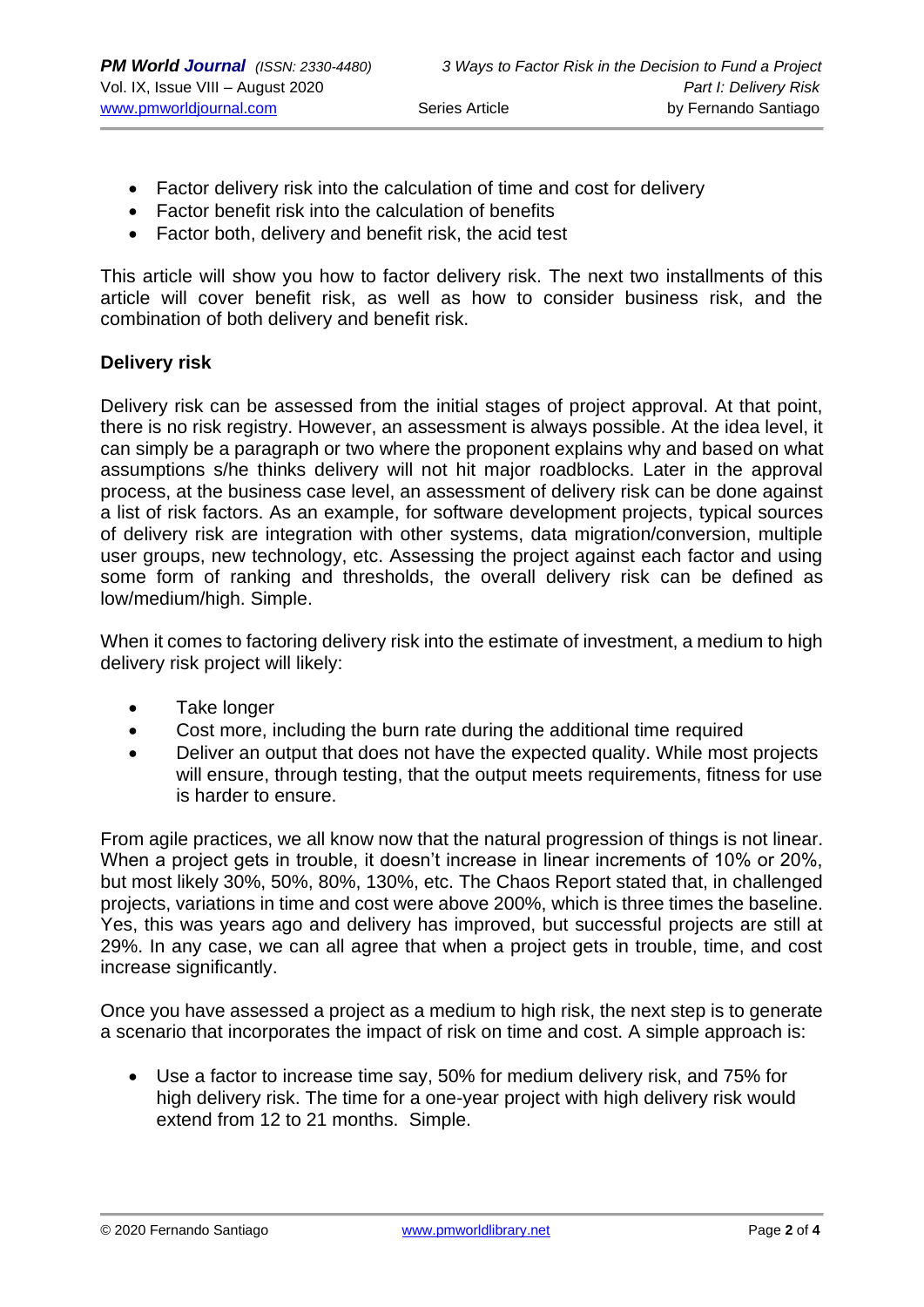- Factor delivery risk into the calculation of time and cost for delivery
- Factor benefit risk into the calculation of benefits
- Factor both, delivery and benefit risk, the acid test

This article will show you how to factor delivery risk. The next two installments of this article will cover benefit risk, as well as how to consider business risk, and the combination of both delivery and benefit risk.

**Delivery risk**

Delivery risk can be assessed from the initial stages of project approval. At that point, there is no risk registry. However, an assessment is always possible. At the idea level, it can simply be a paragraph or two where the proponent explains why and based on what assumptions s/he thinks delivery will not hit major roadblocks. Later in the approval process, at the business case level, an assessment of delivery risk can be done against a list of risk factors. As an example, for software development projects, typical sources of delivery risk are integration with other systems, data migration/conversion, multiple user groups, new technology, etc. Assessing the project against each factor and using some form of ranking and thresholds, the overall delivery risk can be defined as low/medium/high. Simple.

When it comes to factoring delivery risk into the estimate of investment, a medium to high delivery risk project will likely:

- Take longer
- Cost more, including the burn rate during the additional time required
- Deliver an output that does not have the expected quality. While most projects will ensure, through testing, that the output meets requirements, fitness for use is harder to ensure.

From agile practices, we all know now that the natural progression of things is not linear. When a project gets in trouble, it doesn't increase in linear increments of 10% or 20%, but most likely 30%, 50%, 80%, 130%, etc. The Chaos Report stated that, in challenged projects, variations in time and cost were above 200%, which is three times the baseline. Yes, this was years ago and delivery has improved, but successful projects are still at 29%. In any case, we can all agree that when a project gets in trouble, time, and cost increase significantly.

Once you have assessed a project as a medium to high risk, the next step is to generate a scenario that incorporates the impact of risk on time and cost. A simple approach is:

- Use a factor to increase time say, 50% for medium delivery risk, and 75% for high delivery risk. The time for a one-year project with high delivery risk would extend from 12 to 21 months. Simple.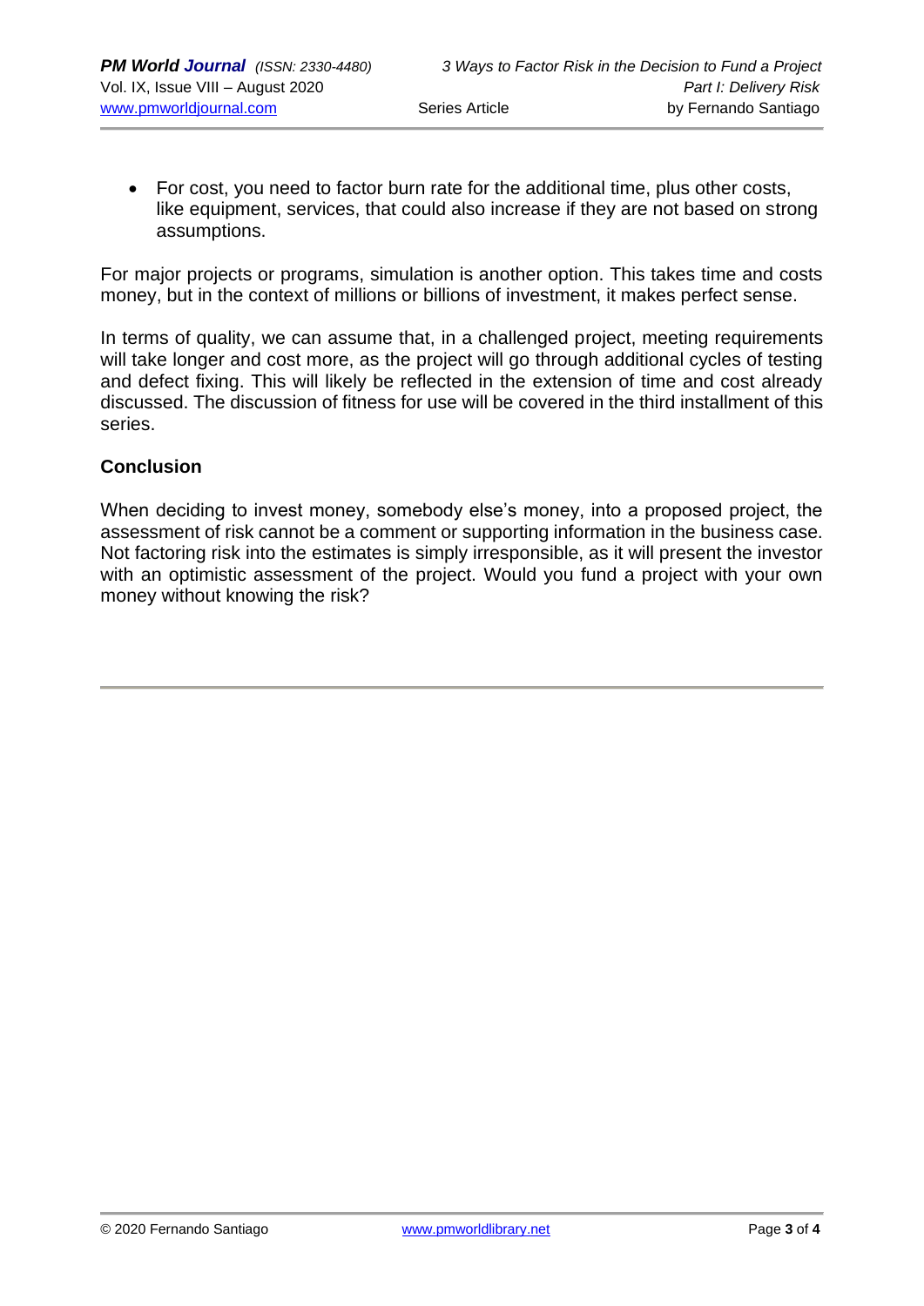- For cost, you need to factor burn rate for the additional time, plus other costs, like equipment, services, that could also increase if they are not based on strong assumptions.

For major projects or programs, simulation is another option. This takes time and costs money, but in the context of millions or billions of investment, it makes perfect sense.

In terms of quality, we can assume that, in a challenged project, meeting requirements will take longer and cost more, as the project will go through additional cycles of testing and defect fixing. This will likely be reflected in the extension of time and cost already discussed. The discussion of fitness for use will be covered in the third installment of this series.

### Conclusion

When deciding to invest money, somebody else's money, into a proposed project, the assessment of risk cannot be a comment or supporting information in the business case. Not factoring risk into the estimates is simply irresponsible, as it will present the investor with an optimistic assessment of the project. Would you fund a project with your own money without knowing the risk?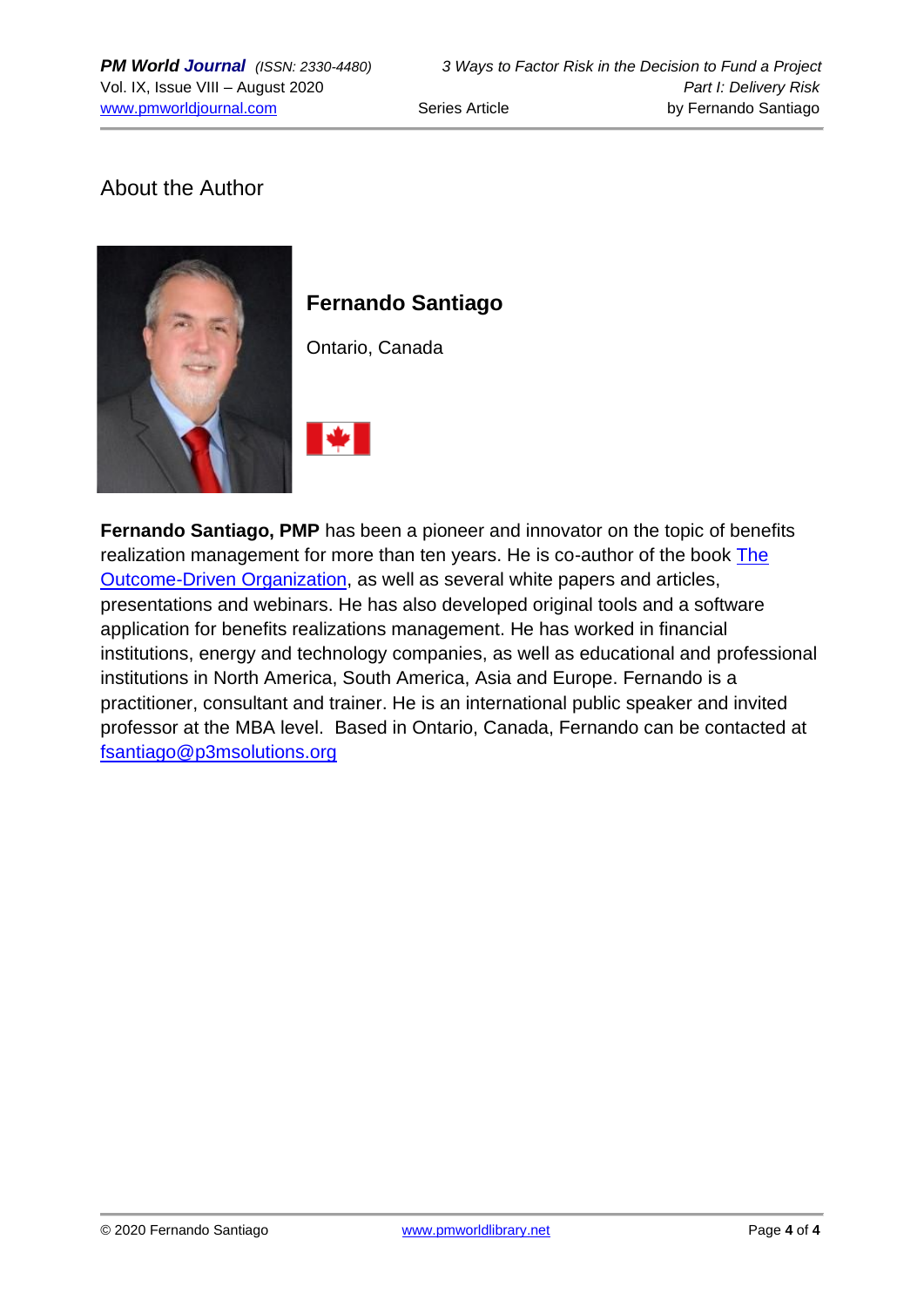## About the Author

**Fernando Santiago**

Ontario, Canada

**Fernando Santiago, PMP** has been a pioneer and innovator on the topic of benefits realization management for more than ten years. He is co-author of the book The Outcome-Driven Organization, as well as several white papers and articles, presentations and webinars. He has also developed original tools and a software application for benefits realizations management. He has worked in financial institutions, energy and technology companies, as well as educational and professional institutions in North America, South America, Asia and Europe. Fernando is a practitioner, consultant and trainer. He is an international public speaker and invited professor at the MBA level. Based in Ontario, Canada, Fernando can be contacted at fsantiago@p3msolutions.org